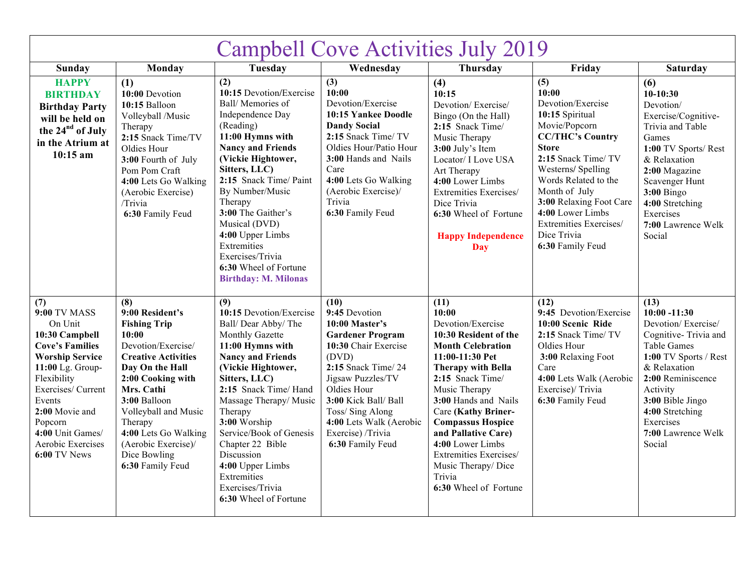# Campbell Cove Activities July 2019

| Sunday | Monday | Tuesday | Wednesday | Thursday | Friday | Saturday |
|---|---|---|---|---|---|---|
| **HAPPY BIRTHDAY** **Birthday Party will be held on the 24nd of July in the Atrium at 10:15 am** | **(1)** **10:00** Devotion **10:15** Balloon Volleyball /Music Therapy **2:15** Snack Time/TV Oldies Hour **3:00** Fourth of July Pom Pom Craft **4:00** Lets Go Walking (Aerobic Exercise) /Trivia **6:30** Family Feud | **(2)** **10:15** Devotion/Exercise Ball/ Memories of Independence Day (Reading) **11:00 Hymns with Nancy and Friends (Vickie Hightower, Sitters, LLC)** **2:15** Snack Time/ Paint By Number/Music Therapy **3:00** The Gaither's Musical (DVD) **4:00** Upper Limbs Extremities Exercises/Trivia **6:30** Wheel of Fortune **Birthday: M. Milonas** | **(3)** **10:00** Devotion/Exercise **10:15 Yankee Doodle Dandy Social** **2:15** Snack Time/ TV Oldies Hour/Patio Hour **3:00** Hands and Nails Care **4:00** Lets Go Walking (Aerobic Exercise)/ Trivia **6:30** Family Feud | **(4)** **10:15** Devotion/ Exercise/ Bingo (On the Hall) **2:15** Snack Time/ Music Therapy **3:00** July's Item Locator/ I Love USA Art Therapy **4:00** Lower Limbs Extremities Exercises/ Dice Trivia **6:30** Wheel of Fortune **Happy Independence Day** | **(5)** **10:00** Devotion/Exercise **10:15** Spiritual Movie/Popcorn **CC/THC's Country Store** **2:15** Snack Time/ TV Westerns/ Spelling Words Related to the Month of July **3:00** Relaxing Foot Care **4:00** Lower Limbs Extremities Exercises/ Dice Trivia **6:30** Family Feud | **(6)** **10-10:30** Devotion/ Exercise/Cognitive- Trivia and Table Games **1:00** TV Sports/ Rest & Relaxation **2:00** Magazine Scavenger Hunt **3:00** Bingo **4:00** Stretching Exercises **7:00** Lawrence Welk Social |
| **(7)** **9:00** TV MASS On Unit **10:30 Campbell Cove's Families Worship Service** **11:00** Lg. Group- Flexibility Exercises/ Current Events **2:00** Movie and Popcorn **4:00** Unit Games/ Aerobic Exercises **6:00** TV News | **(8)** **9:00 Resident's Fishing Trip** **10:00** Devotion/Exercise/ **Creative Activities Day On the Hall** **2:00 Cooking with Mrs. Cathi** **3:00** Balloon Volleyball and Music Therapy **4:00** Lets Go Walking (Aerobic Exercise)/ Dice Bowling **6:30** Family Feud | **(9)** **10:15** Devotion/Exercise Ball/ Dear Abby/ The Monthly Gazette **11:00 Hymns with Nancy and Friends (Vickie Hightower, Sitters, LLC)** **2:15** Snack Time/ Hand Massage Therapy/ Music Therapy **3:00** Worship Service/Book of Genesis Chapter 22 Bible Discussion **4:00** Upper Limbs Extremities Exercises/Trivia **6:30** Wheel of Fortune | **(10)** **9:45** Devotion **10:00 Master's Gardener Program** **10:30** Chair Exercise (DVD) **2:15** Snack Time/ 24 Jigsaw Puzzles/TV Oldies Hour **3:00** Kick Ball/ Ball Toss/ Sing Along **4:00** Lets Walk (Aerobic Exercise) /Trivia **6:30** Family Feud | **(11)** **10:00** Devotion/Exercise **10:30 Resident of the Month Celebration** **11:00-11:30 Pet Therapy with Bella** **2:15** Snack Time/ Music Therapy **3:00** Hands and Nails Care **(Kathy Briner- Compassus Hospice and Pallative Care)** **4:00** Lower Limbs Extremities Exercises/ Music Therapy/ Dice Trivia **6:30** Wheel of Fortune | **(12)** **9:45** Devotion/Exercise **10:00 Scenic Ride** **2:15** Snack Time/ TV Oldies Hour **3:00** Relaxing Foot Care **4:00** Lets Walk (Aerobic Exercise)/ Trivia **6:30** Family Feud | **(13)** **10:00 -11:30** Devotion/ Exercise/ Cognitive- Trivia and Table Games **1:00** TV Sports / Rest & Relaxation **2:00** Reminiscence Activity **3:00** Bible Jingo **4:00** Stretching Exercises **7:00** Lawrence Welk Social |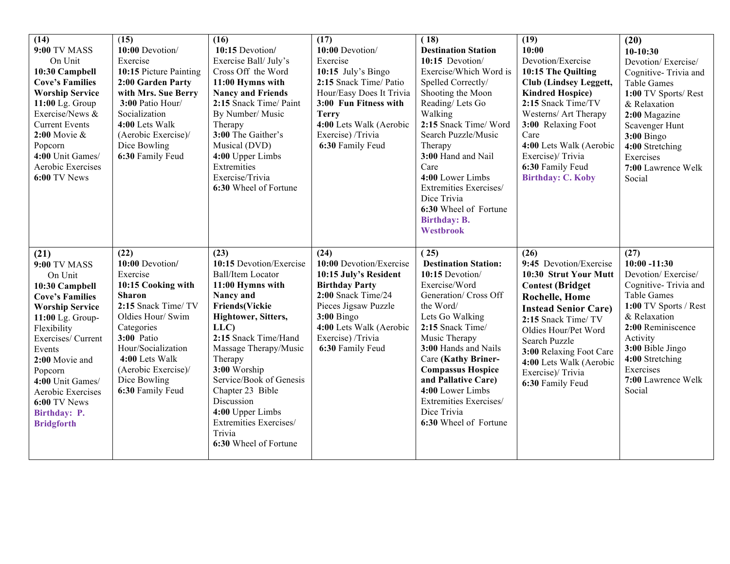| (14) | (15) | (16) | (17) | ( 18) | (19) | (20) |
|---|---|---|---|---|---|---|
| **9:00** TV MASS On Unit<br>**10:30 Campbell Cove's Families Worship Service**<br>**11:00** Lg. Group Exercise/News & Current Events<br>**2:00** Movie & Popcorn<br>**4:00** Unit Games/ Aerobic Exercises<br>**6:00** TV News | **10:00** Devotion/ Exercise<br>**10:15** Picture Painting<br>**2:00 Garden Party with Mrs. Sue Berry**<br>**3:00** Patio Hour/ Socialization<br>**4:00** Lets Walk (Aerobic Exercise)/ Dice Bowling<br>**6:30** Family Feud | **10:15** Devotion/ Exercise Ball/ July's Cross Off the Word<br>**11:00 Hymns with Nancy and Friends**<br>**2:15** Snack Time/ Paint By Number/ Music Therapy<br>**3:00** The Gaither's Musical (DVD)<br>**4:00** Upper Limbs Extremities Exercise/Trivia<br>**6:30** Wheel of Fortune | **10:00** Devotion/ Exercise<br>**10:15** July's Bingo<br>**2:15** Snack Time/ Patio Hour/Easy Does It Trivia<br>**3:00 Fun Fitness with Terry**<br>**4:00** Lets Walk (Aerobic Exercise) /Trivia<br>**6:30** Family Feud | **Destination Station**<br>**10:15** Devotion/ Exercise/Which Word is Spelled Correctly/ Shooting the Moon Reading/ Lets Go Walking<br>**2:15** Snack Time/ Word Search Puzzle/Music Therapy<br>**3:00** Hand and Nail Care<br>**4:00** Lower Limbs Extremities Exercises/ Dice Trivia<br>**6:30** Wheel of Fortune<br>**Birthday: B. Westbrook** | **10:00** Devotion/Exercise<br>**10:15 The Quilting Club (Lindsey Leggett, Kindred Hospice)**<br>**2:15** Snack Time/TV Westerns/ Art Therapy<br>**3:00** Relaxing Foot Care<br>**4:00** Lets Walk (Aerobic Exercise)/ Trivia<br>**6:30** Family Feud<br>**Birthday: C. Koby** | **10-10:30** Devotion/ Exercise/ Cognitive- Trivia and Table Games<br>**1:00** TV Sports/ Rest & Relaxation<br>**2:00** Magazine Scavenger Hunt<br>**3:00** Bingo<br>**4:00** Stretching Exercises<br>**7:00** Lawrence Welk Social |
| **(21)**<br>**9:00** TV MASS On Unit<br>**10:30 Campbell Cove's Families Worship Service**<br>**11:00** Lg. Group- Flexibility Exercises/ Current Events<br>**2:00** Movie and Popcorn<br>**4:00** Unit Games/ Aerobic Exercises<br>**6:00** TV News<br>**Birthday: P. Bridgforth** | **(22)**<br>**10:00** Devotion/ Exercise<br>**10:15 Cooking with Sharon**<br>**2:15** Snack Time/ TV Oldies Hour/ Swim Categories<br>**3:00** Patio Hour/Socialization<br>**4:00** Lets Walk (Aerobic Exercise)/ Dice Bowling<br>**6:30** Family Feud | **(23)**<br>**10:15** Devotion/Exercise Ball/Item Locator<br>**11:00 Hymns with Nancy and Friends(Vickie Hightower, Sitters, LLC)**<br>**2:15** Snack Time/Hand Massage Therapy/Music Therapy<br>**3:00** Worship Service/Book of Genesis Chapter 23 Bible Discussion<br>**4:00** Upper Limbs Extremities Exercises/ Trivia<br>**6:30** Wheel of Fortune | **(24)**<br>**10:00** Devotion/Exercise<br>**10:15 July's Resident Birthday Party**<br>**2:00** Snack Time/24 Pieces Jigsaw Puzzle<br>**3:00** Bingo<br>**4:00** Lets Walk (Aerobic Exercise) /Trivia<br>**6:30** Family Feud | **( 25)**<br>**Destination Station:**<br>**10:15** Devotion/ Exercise/Word Generation/ Cross Off the Word/ Lets Go Walking<br>**2:15** Snack Time/ Music Therapy<br>**3:00** Hands and Nails Care **(Kathy Briner-Compassus Hospice and Pallative Care)**<br>**4:00** Lower Limbs Extremities Exercises/ Dice Trivia<br>**6:30** Wheel of Fortune | **(26)**<br>**9:45** Devotion/Exercise<br>**10:30 Strut Your Mutt Contest (Bridget Rochelle, Home Instead Senior Care)**<br>**2:15** Snack Time/ TV Oldies Hour/Pet Word Search Puzzle<br>**3:00** Relaxing Foot Care<br>**4:00** Lets Walk (Aerobic Exercise)/ Trivia<br>**6:30** Family Feud | **(27)**<br>**10:00 -11:30** Devotion/ Exercise/ Cognitive- Trivia and Table Games<br>**1:00** TV Sports / Rest & Relaxation<br>**2:00** Reminiscence Activity<br>**3:00** Bible Jingo<br>**4:00** Stretching Exercises<br>**7:00** Lawrence Welk Social |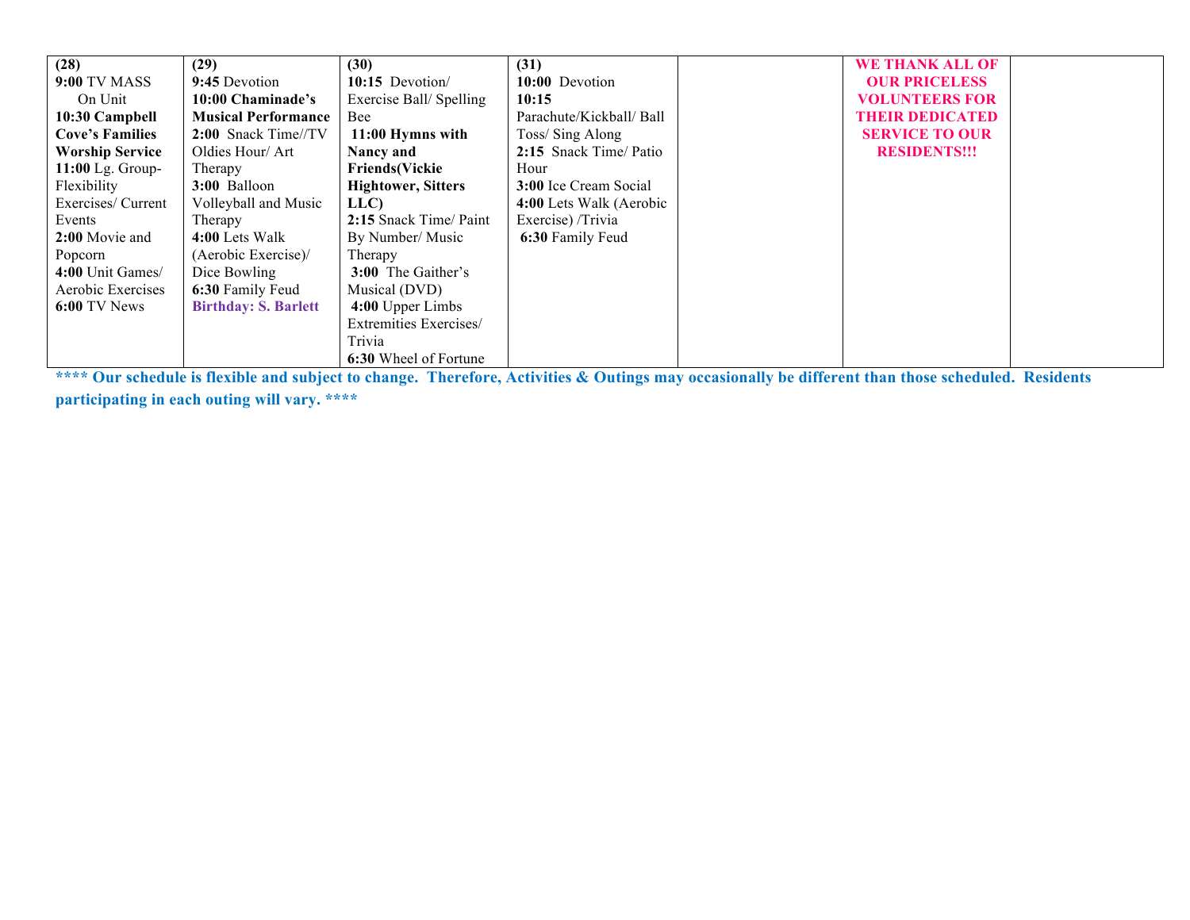| | | | | | | |
|---|---|---|---|---|---|---|
| **(28)**<br>**9:00** TV MASS On Unit<br>**10:30 Campbell Cove's Families Worship Service**<br>**11:00** Lg. Group- Flexibility Exercises/ Current Events<br>**2:00** Movie and Popcorn<br>**4:00** Unit Games/ Aerobic Exercises<br>**6:00** TV News | **(29)**<br>**9:45** Devotion<br>**10:00 Chaminade's Musical Performance**<br>**2:00** Snack Time//TV Oldies Hour/ Art Therapy<br>**3:00** Balloon Volleyball and Music Therapy<br>**4:00** Lets Walk (Aerobic Exercise)/ Dice Bowling<br>**6:30** Family Feud<br>**Birthday: S. Barlett** | **(30)**<br>**10:15** Devotion/ Exercise Ball/ Spelling Bee<br>**11:00 Hymns with Nancy and Friends(Vickie Hightower, Sitters LLC)**<br>**2:15** Snack Time/ Paint By Number/ Music Therapy<br>**3:00** The Gaither's Musical (DVD)<br>**4:00** Upper Limbs Extremities Exercises/ Trivia<br>**6:30** Wheel of Fortune | **(31)**<br>**10:00** Devotion<br>**10:15** Parachute/Kickball/ Ball Toss/ Sing Along<br>**2:15** Snack Time/ Patio Hour<br>**3:00** Ice Cream Social<br>**4:00** Lets Walk (Aerobic Exercise) /Trivia<br>**6:30** Family Feud | | **WE THANK ALL OF OUR PRICELESS VOLUNTEERS FOR THEIR DEDICATED SERVICE TO OUR RESIDENTS!!!** | |

**\*\*\*\* Our schedule is flexible and subject to change. Therefore, Activities & Outings may occasionally be different than those scheduled. Residents participating in each outing will vary. \*\*\*\***